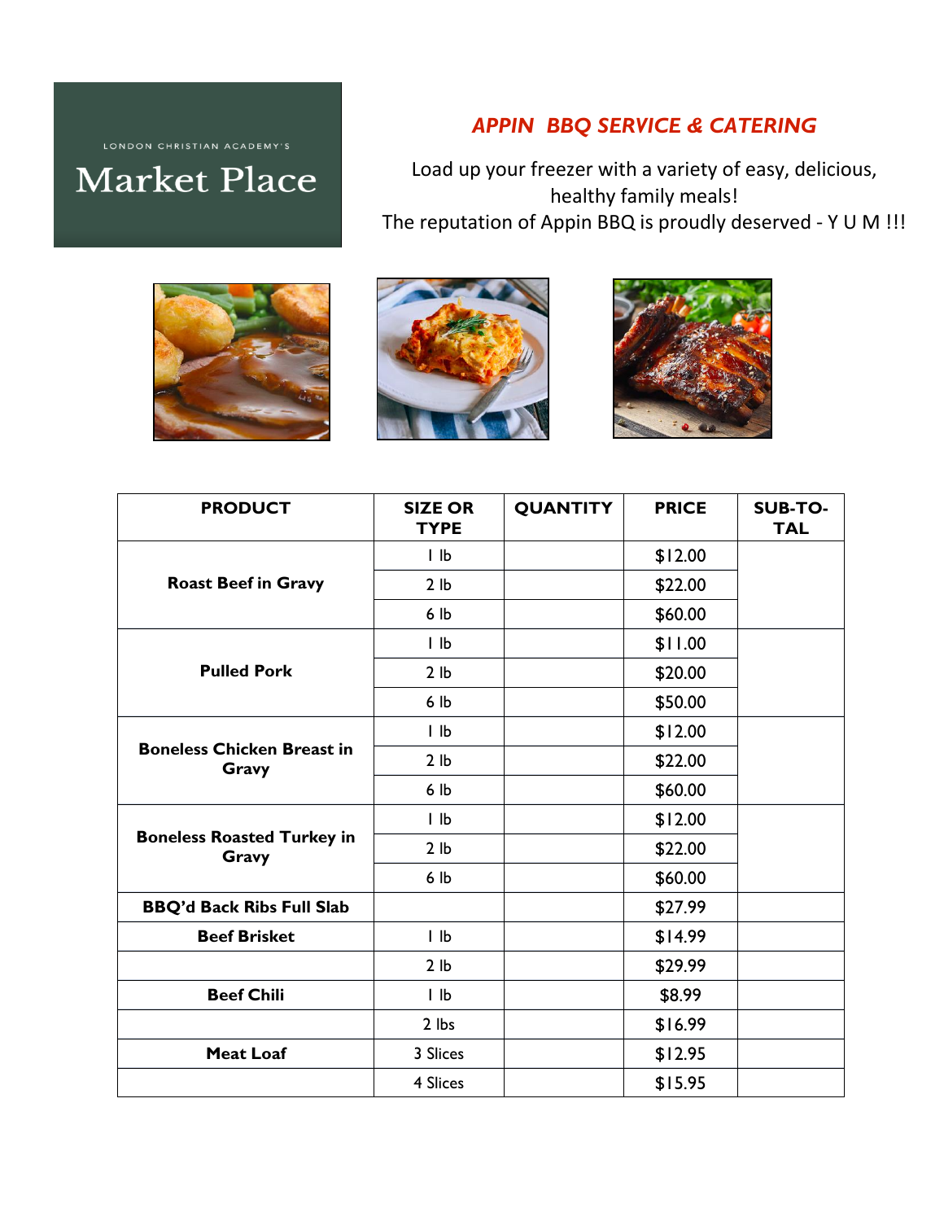LONDON CHRISTIAN ACADEMY'S

# Market Place

## *APPIN BBQ SERVICE & CATERING*

Load up your freezer with a variety of easy, delicious, healthy family meals!
The reputation of Appin BBQ is proudly deserved - Y U M !!!

| PRODUCT | SIZE OR TYPE | QUANTITY | PRICE | SUB-TO-TAL |
|---|---|---|---|---|
| **Roast Beef in Gravy** | 1 lb | | $12.00 | |
| | 2 lb | | $22.00 | |
| | 6 lb | | $60.00 | |
| **Pulled Pork** | 1 lb | | $11.00 | |
| | 2 lb | | $20.00 | |
| | 6 lb | | $50.00 | |
| **Boneless Chicken Breast in Gravy** | 1 lb | | $12.00 | |
| | 2 lb | | $22.00 | |
| | 6 lb | | $60.00 | |
| **Boneless Roasted Turkey in Gravy** | 1 lb | | $12.00 | |
| | 2 lb | | $22.00 | |
| | 6 lb | | $60.00 | |
| **BBQ'd Back Ribs Full Slab** | | | $27.99 | |
| **Beef Brisket** | 1 lb | | $14.99 | |
| | 2 lb | | $29.99 | |
| **Beef Chili** | 1 lb | | $8.99 | |
| | 2 lbs | | $16.99 | |
| **Meat Loaf** | 3 Slices | | $12.95 | |
| | 4 Slices | | $15.95 | |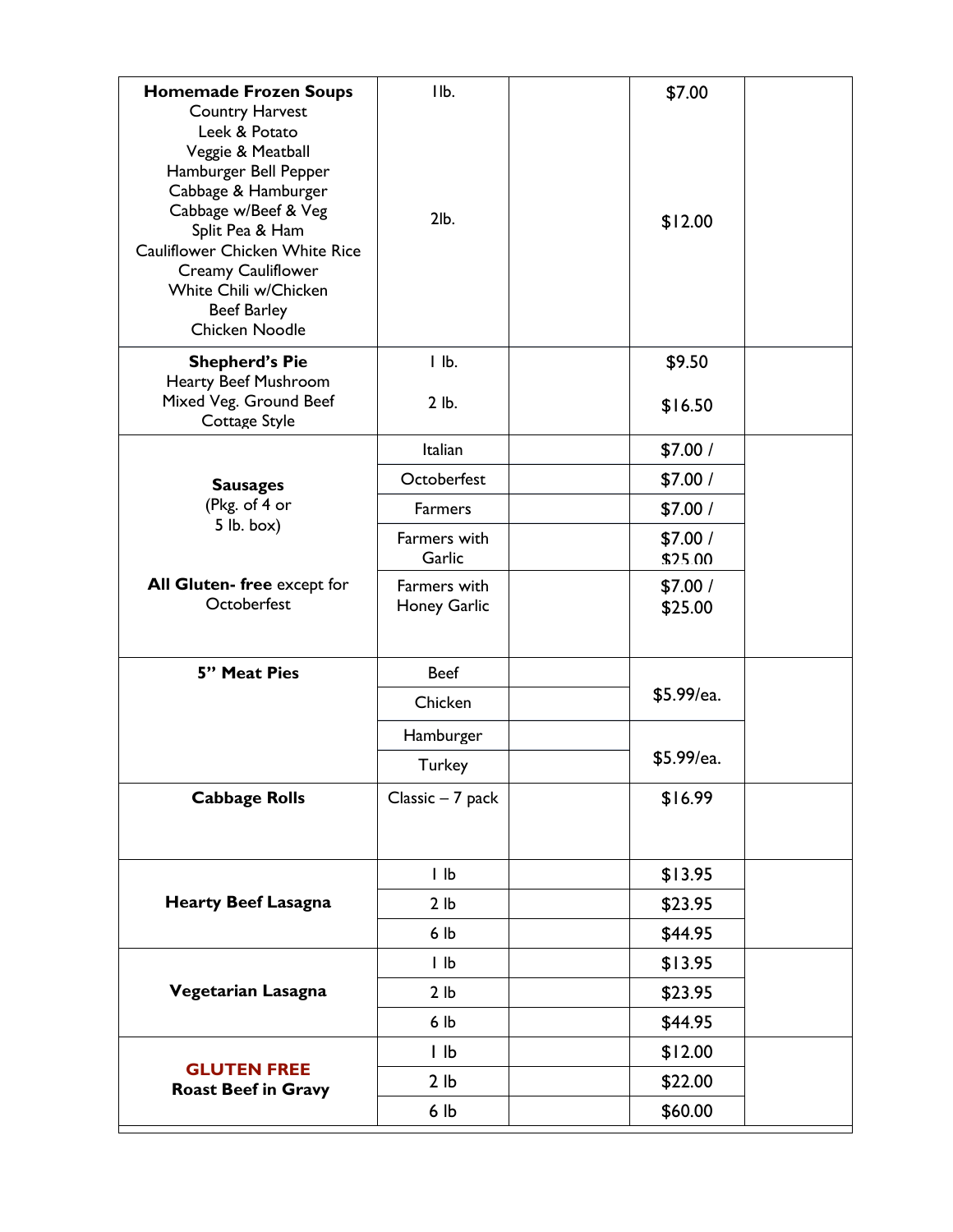| | | | | |
|---|---|---|---|---|
| **Homemade Frozen Soups**<br>Country Harvest<br>Leek & Potato<br>Veggie & Meatball<br>Hamburger Bell Pepper<br>Cabbage & Hamburger<br>Cabbage w/Beef & Veg<br>Split Pea & Ham<br>Cauliflower Chicken White Rice<br>Creamy Cauliflower<br>White Chili w/Chicken<br>Beef Barley<br>Chicken Noodle | 1lb.<br><br>2lb. | | $7.00<br><br>$12.00 | |
| **Shepherd's Pie**<br>Hearty Beef Mushroom<br>Mixed Veg. Ground Beef<br>Cottage Style | 1 lb.<br><br>2 lb. | | $9.50<br><br>$16.50 | |
| **Sausages**<br>(Pkg. of 4 or<br>5 lb. box)<br><br>**All Gluten- free** except for Octoberfest | Italian | | $7.00 / | |
| | Octoberfest | | $7.00 / | |
| | Farmers | | $7.00 / | |
| | Farmers with Garlic | | $7.00 / $25.00 | |
| | Farmers with Honey Garlic | | $7.00 / $25.00 | |
| **5" Meat Pies** | Beef | | $5.99/ea. | |
| | Chicken | | | |
| | Hamburger | | $5.99/ea. | |
| | Turkey | | | |
| **Cabbage Rolls** | Classic – 7 pack | | $16.99 | |
| **Hearty Beef Lasagna** | 1 lb | | $13.95 | |
| | 2 lb | | $23.95 | |
| | 6 lb | | $44.95 | |
| **Vegetarian Lasagna** | 1 lb | | $13.95 | |
| | 2 lb | | $23.95 | |
| | 6 lb | | $44.95 | |
| **GLUTEN FREE**<br>**Roast Beef in Gravy** | 1 lb | | $12.00 | |
| | 2 lb | | $22.00 | |
| | 6 lb | | $60.00 | |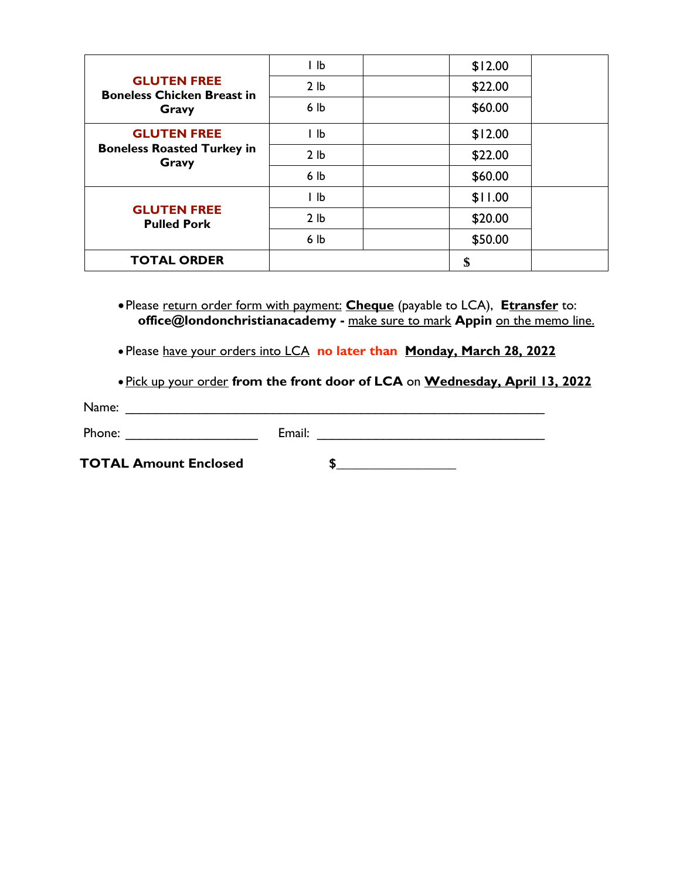| | | | | |
|---|---|---|---|---|
| **GLUTEN FREE** **Boneless Chicken Breast in Gravy** | 1 lb | | $12.00 | |
| | 2 lb | | $22.00 | |
| | 6 lb | | $60.00 | |
| **GLUTEN FREE** **Boneless Roasted Turkey in Gravy** | 1 lb | | $12.00 | |
| | 2 lb | | $22.00 | |
| | 6 lb | | $60.00 | |
| **GLUTEN FREE** **Pulled Pork** | 1 lb | | $11.00 | |
| | 2 lb | | $20.00 | |
| | 6 lb | | $50.00 | |
| **TOTAL ORDER** | | | **$** | |

- Please return order form with payment: **Cheque** (payable to LCA), **Etransfer** to: **office@londonchristianacademy -** make sure to mark **Appin** on the memo line.
- Please have your orders into LCA **no later than** **Monday, March 28, 2022**
- Pick up your order **from the front door of LCA** on **Wednesday, April 13, 2022**

Name: ____________________________________________________________

Phone: ___________________ Email: ________________________________

**TOTAL Amount Enclosed** **$**_________________